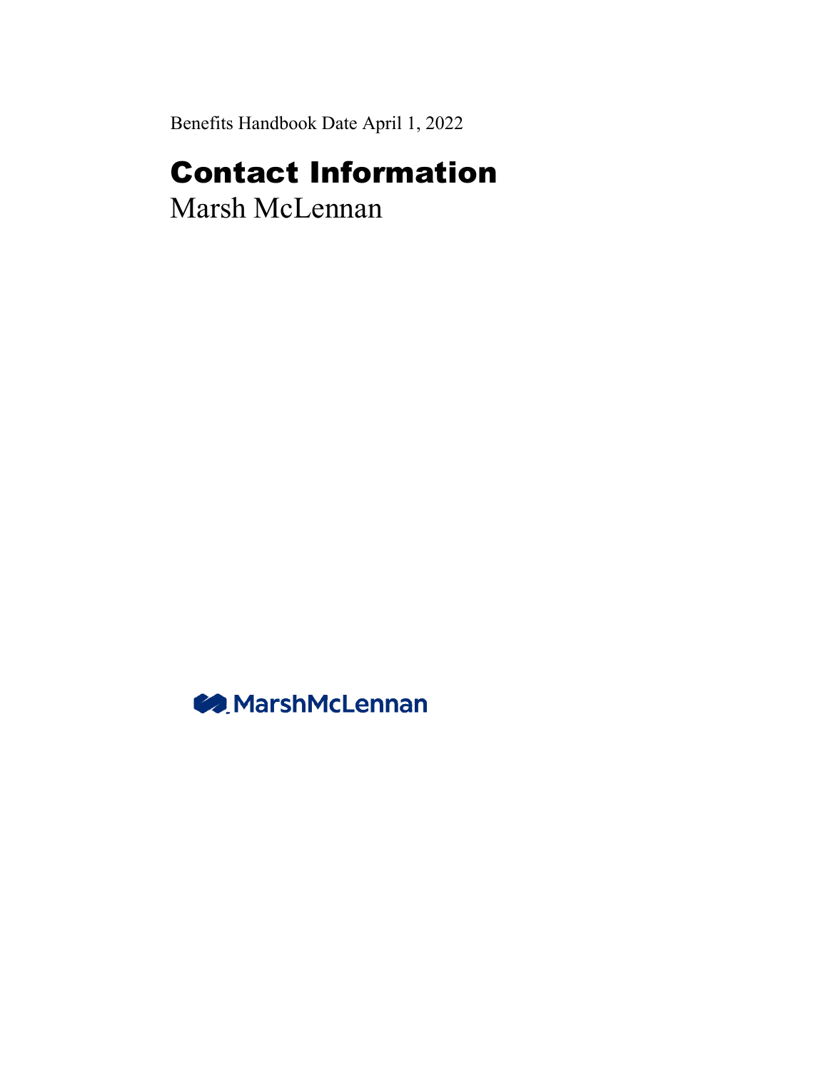Benefits Handbook Date April 1, 2022

# Contact Information

Marsh McLennan

MarshMcLennan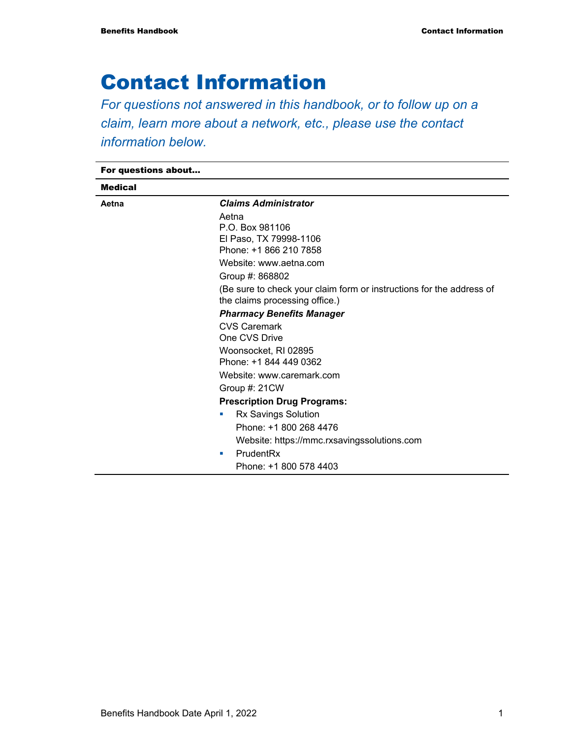# Contact Information

*For questions not answered in this handbook, or to follow up on a claim, learn more about a network, etc., please use the contact information below.*

| For questions about… | |
|---|---|
| **Medical** | |
| **Aetna** | ***Claims Administrator***<br>Aetna<br>P.O. Box 981106<br>El Paso, TX 79998-1106<br>Phone: +1 866 210 7858<br>Website: www.aetna.com<br>Group #: 868802<br>(Be sure to check your claim form or instructions for the address of the claims processing office.)<br>***Pharmacy Benefits Manager***<br>CVS Caremark<br>One CVS Drive<br>Woonsocket, RI 02895<br>Phone: +1 844 449 0362<br>Website: www.caremark.com<br>Group #: 21CW<br>**Prescription Drug Programs:**<br>▪ Rx Savings Solution<br>Phone: +1 800 268 4476<br>Website: https://mmc.rxsavingssolutions.com<br>▪ PrudentRx<br>Phone: +1 800 578 4403 |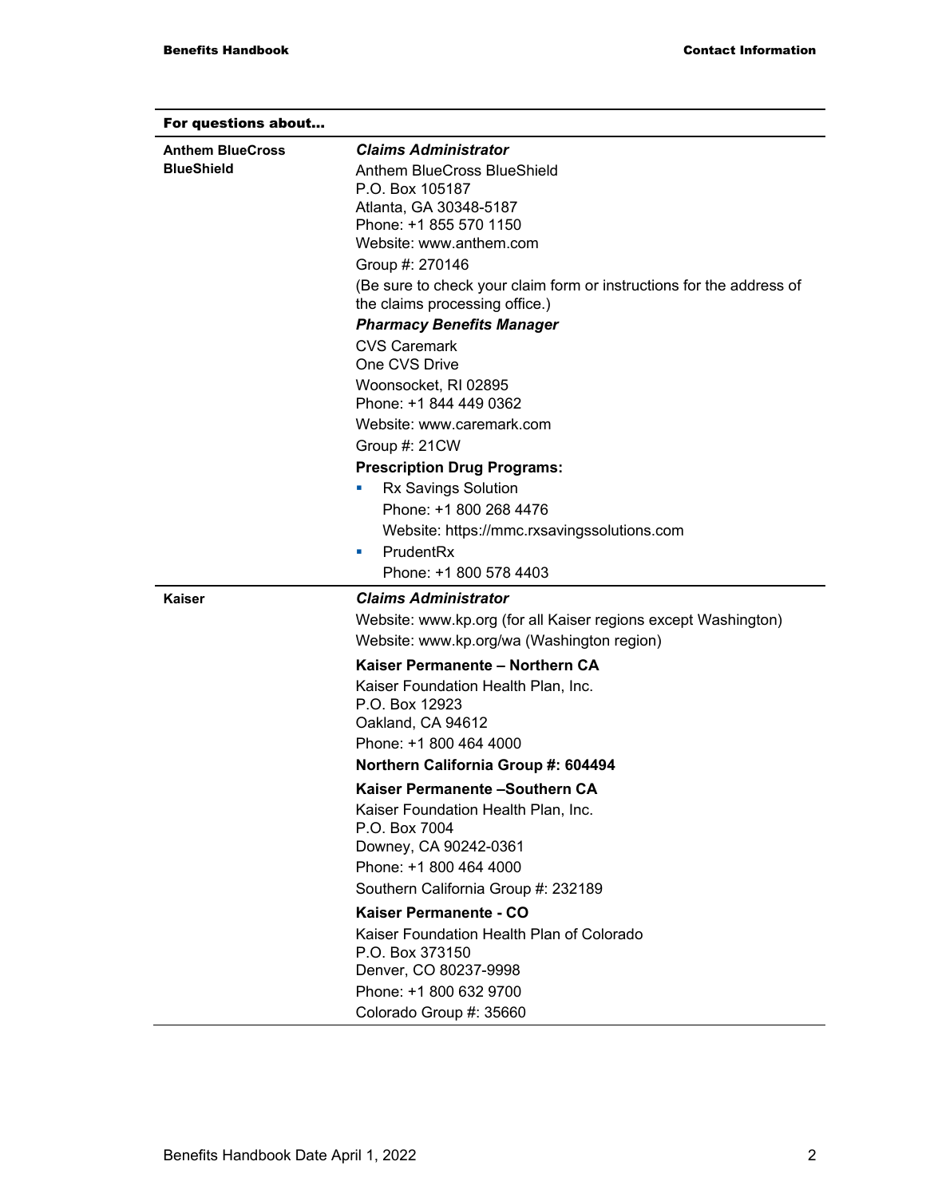| For questions about… | |
|---|---|
| **Anthem BlueCross BlueShield** | ***Claims Administrator***<br>Anthem BlueCross BlueShield<br>P.O. Box 105187<br>Atlanta, GA 30348-5187<br>Phone: +1 855 570 1150<br>Website: www.anthem.com<br>Group #: 270146<br>(Be sure to check your claim form or instructions for the address of the claims processing office.)<br>***Pharmacy Benefits Manager***<br>CVS Caremark<br>One CVS Drive<br>Woonsocket, RI 02895<br>Phone: +1 844 449 0362<br>Website: www.caremark.com<br>Group #: 21CW<br>**Prescription Drug Programs:**<br>▪ Rx Savings Solution<br>Phone: +1 800 268 4476<br>Website: https://mmc.rxsavingssolutions.com<br>▪ PrudentRx<br>Phone: +1 800 578 4403 |
| **Kaiser** | ***Claims Administrator***<br>Website: www.kp.org (for all Kaiser regions except Washington)<br>Website: www.kp.org/wa (Washington region)<br>**Kaiser Permanente – Northern CA**<br>Kaiser Foundation Health Plan, Inc.<br>P.O. Box 12923<br>Oakland, CA 94612<br>Phone: +1 800 464 4000<br>**Northern California Group #: 604494**<br>**Kaiser Permanente –Southern CA**<br>Kaiser Foundation Health Plan, Inc.<br>P.O. Box 7004<br>Downey, CA 90242-0361<br>Phone: +1 800 464 4000<br>Southern California Group #: 232189<br>**Kaiser Permanente - CO**<br>Kaiser Foundation Health Plan of Colorado<br>P.O. Box 373150<br>Denver, CO 80237-9998<br>Phone: +1 800 632 9700<br>Colorado Group #: 35660 |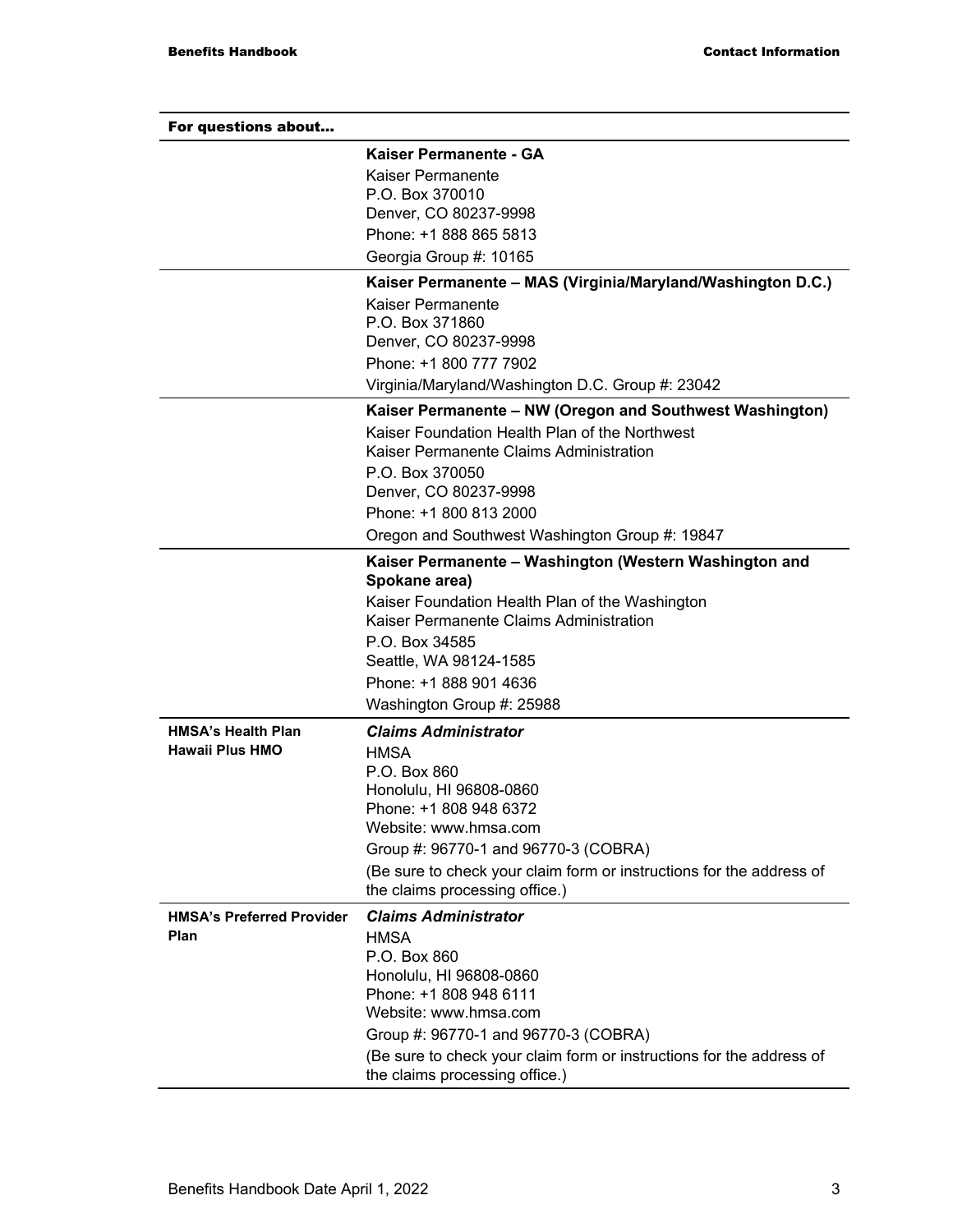| For questions about… | |
|---|---|
| | **Kaiser Permanente - GA**<br>Kaiser Permanente<br>P.O. Box 370010<br>Denver, CO 80237-9998<br>Phone: +1 888 865 5813<br>Georgia Group #: 10165 |
| | **Kaiser Permanente – MAS (Virginia/Maryland/Washington D.C.)**<br>Kaiser Permanente<br>P.O. Box 371860<br>Denver, CO 80237-9998<br>Phone: +1 800 777 7902<br>Virginia/Maryland/Washington D.C. Group #: 23042 |
| | **Kaiser Permanente – NW (Oregon and Southwest Washington)**<br>Kaiser Foundation Health Plan of the Northwest<br>Kaiser Permanente Claims Administration<br>P.O. Box 370050<br>Denver, CO 80237-9998<br>Phone: +1 800 813 2000<br>Oregon and Southwest Washington Group #: 19847 |
| | **Kaiser Permanente – Washington (Western Washington and Spokane area)**<br>Kaiser Foundation Health Plan of the Washington<br>Kaiser Permanente Claims Administration<br>P.O. Box 34585<br>Seattle, WA 98124-1585<br>Phone: +1 888 901 4636<br>Washington Group #: 25988 |
| **HMSA's Health Plan Hawaii Plus HMO** | ***Claims Administrator***<br>HMSA<br>P.O. Box 860<br>Honolulu, HI 96808-0860<br>Phone: +1 808 948 6372<br>Website: www.hmsa.com<br>Group #: 96770-1 and 96770-3 (COBRA)<br>(Be sure to check your claim form or instructions for the address of the claims processing office.) |
| **HMSA's Preferred Provider Plan** | ***Claims Administrator***<br>HMSA<br>P.O. Box 860<br>Honolulu, HI 96808-0860<br>Phone: +1 808 948 6111<br>Website: www.hmsa.com<br>Group #: 96770-1 and 96770-3 (COBRA)<br>(Be sure to check your claim form or instructions for the address of the claims processing office.) |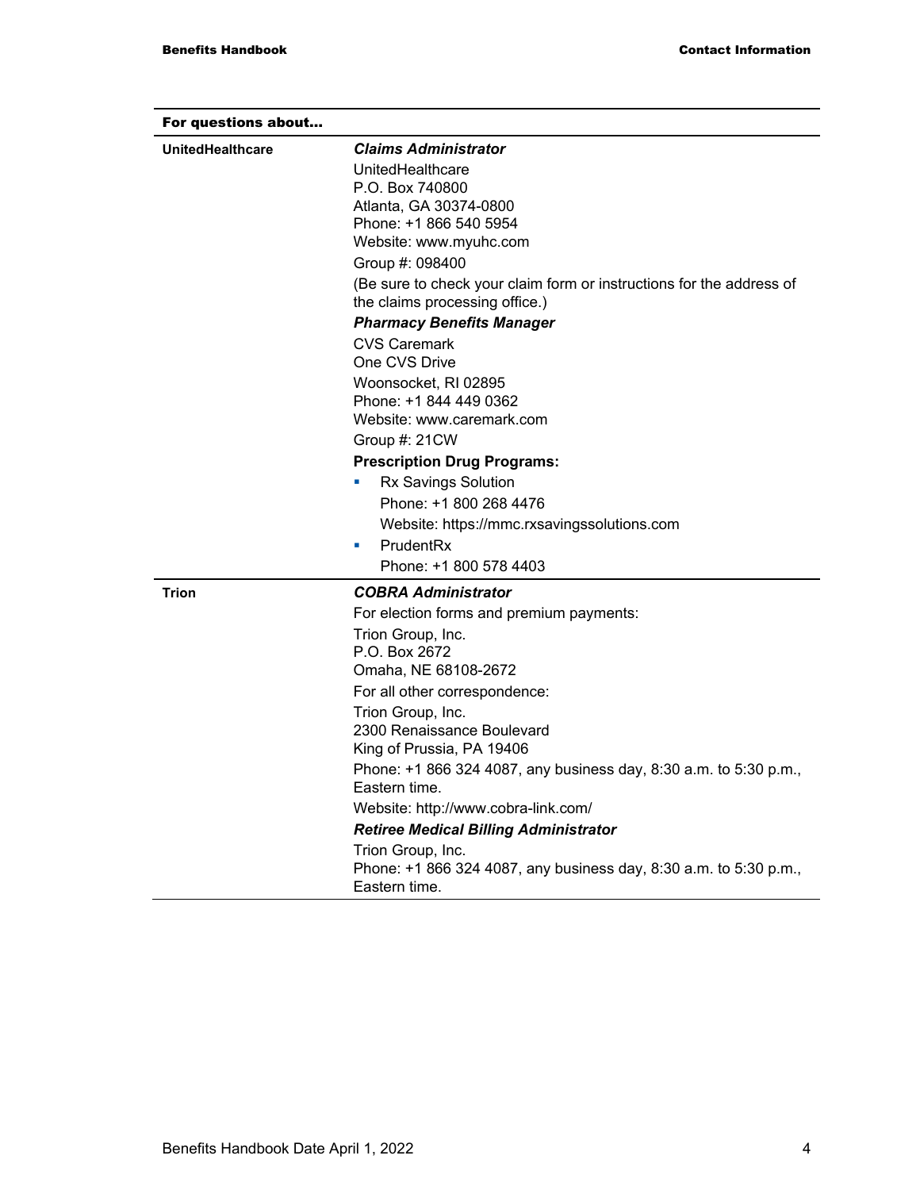| For questions about… | |
|---|---|
| **UnitedHealthcare** | ***Claims Administrator***<br>UnitedHealthcare<br>P.O. Box 740800<br>Atlanta, GA 30374-0800<br>Phone: +1 866 540 5954<br>Website: www.myuhc.com<br>Group #: 098400<br>(Be sure to check your claim form or instructions for the address of the claims processing office.)<br>***Pharmacy Benefits Manager***<br>CVS Caremark<br>One CVS Drive<br>Woonsocket, RI 02895<br>Phone: +1 844 449 0362<br>Website: www.caremark.com<br>Group #: 21CW<br>**Prescription Drug Programs:**<br>▪ Rx Savings Solution<br>Phone: +1 800 268 4476<br>Website: https://mmc.rxsavingssolutions.com<br>▪ PrudentRx<br>Phone: +1 800 578 4403 |
| **Trion** | ***COBRA Administrator***<br>For election forms and premium payments:<br>Trion Group, Inc.<br>P.O. Box 2672<br>Omaha, NE 68108-2672<br>For all other correspondence:<br>Trion Group, Inc.<br>2300 Renaissance Boulevard<br>King of Prussia, PA 19406<br>Phone: +1 866 324 4087, any business day, 8:30 a.m. to 5:30 p.m., Eastern time.<br>Website: http://www.cobra-link.com/<br>***Retiree Medical Billing Administrator***<br>Trion Group, Inc.<br>Phone: +1 866 324 4087, any business day, 8:30 a.m. to 5:30 p.m., Eastern time. |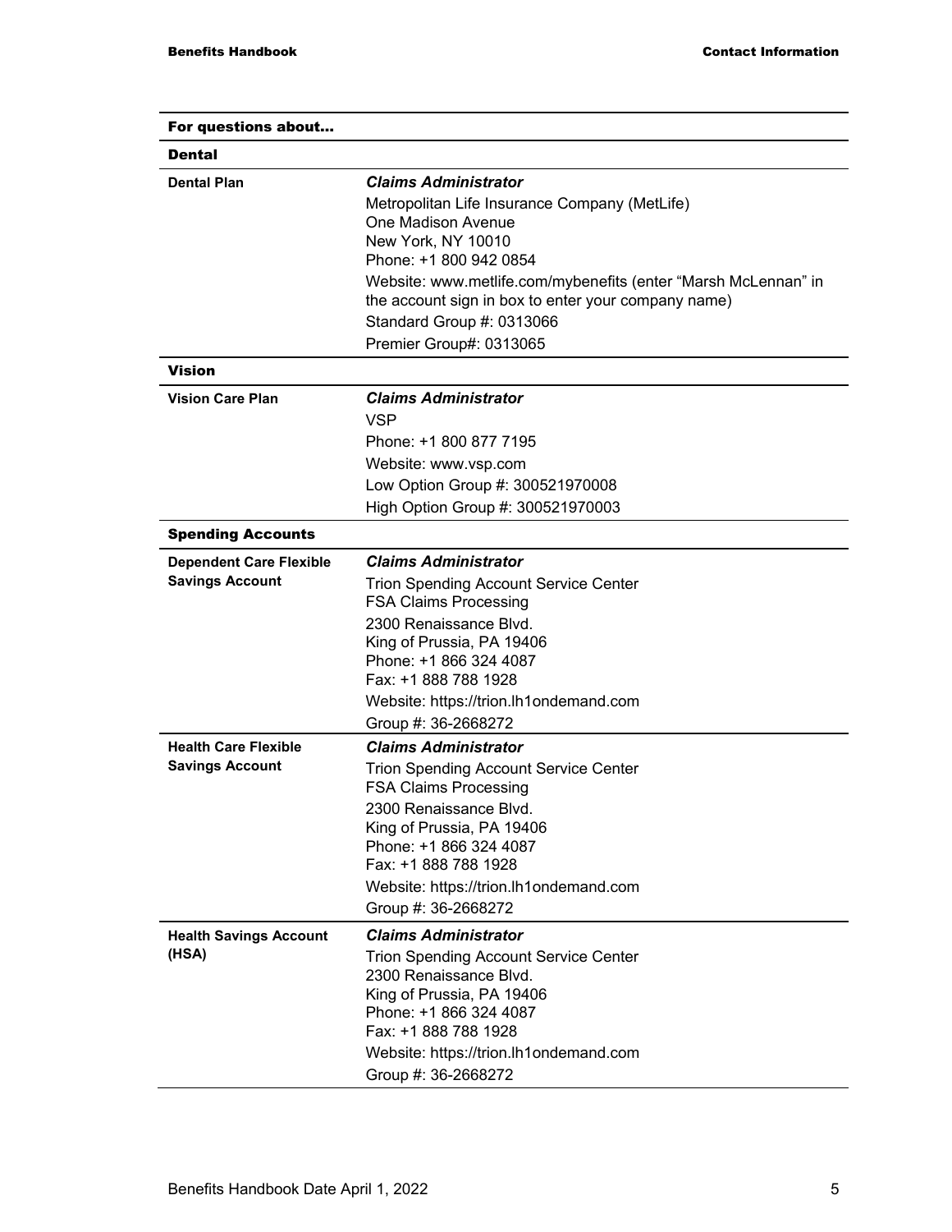| For questions about… | |
|---|---|
| **Dental** | |
| **Dental Plan** | ***Claims Administrator***<br>Metropolitan Life Insurance Company (MetLife)<br>One Madison Avenue<br>New York, NY 10010<br>Phone: +1 800 942 0854<br>Website: www.metlife.com/mybenefits (enter "Marsh McLennan" in the account sign in box to enter your company name)<br>Standard Group #: 0313066<br>Premier Group#: 0313065 |
| **Vision** | |
| **Vision Care Plan** | ***Claims Administrator***<br>VSP<br>Phone: +1 800 877 7195<br>Website: www.vsp.com<br>Low Option Group #: 300521970008<br>High Option Group #: 300521970003 |
| **Spending Accounts** | |
| **Dependent Care Flexible Savings Account** | ***Claims Administrator***<br>Trion Spending Account Service Center<br>FSA Claims Processing<br>2300 Renaissance Blvd.<br>King of Prussia, PA 19406<br>Phone: +1 866 324 4087<br>Fax: +1 888 788 1928<br>Website: https://trion.lh1ondemand.com<br>Group #: 36-2668272 |
| **Health Care Flexible Savings Account** | ***Claims Administrator***<br>Trion Spending Account Service Center<br>FSA Claims Processing<br>2300 Renaissance Blvd.<br>King of Prussia, PA 19406<br>Phone: +1 866 324 4087<br>Fax: +1 888 788 1928<br>Website: https://trion.lh1ondemand.com<br>Group #: 36-2668272 |
| **Health Savings Account (HSA)** | ***Claims Administrator***<br>Trion Spending Account Service Center<br>2300 Renaissance Blvd.<br>King of Prussia, PA 19406<br>Phone: +1 866 324 4087<br>Fax: +1 888 788 1928<br>Website: https://trion.lh1ondemand.com<br>Group #: 36-2668272 |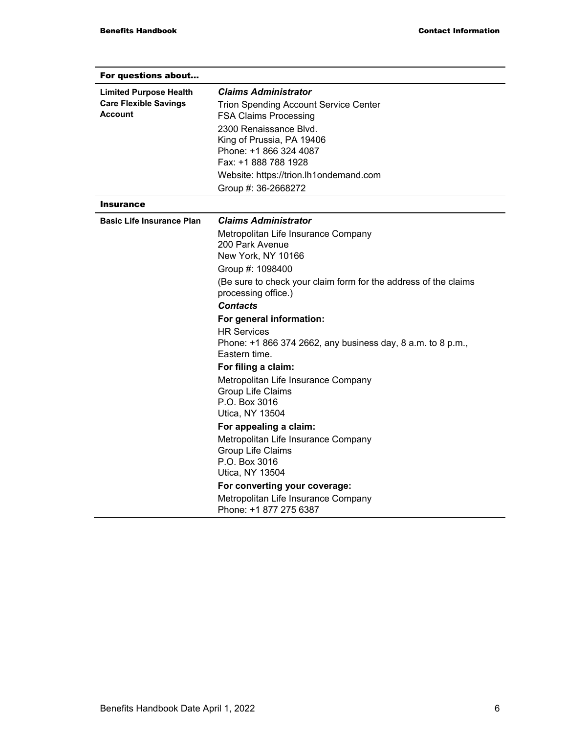| For questions about... | |
|---|---|
| **Limited Purpose Health Care Flexible Savings Account** | ***Claims Administrator***<br>Trion Spending Account Service Center<br>FSA Claims Processing<br>2300 Renaissance Blvd.<br>King of Prussia, PA 19406<br>Phone: +1 866 324 4087<br>Fax: +1 888 788 1928<br>Website: https://trion.lh1ondemand.com<br>Group #: 36-2668272 |
| **Insurance** | |
| **Basic Life Insurance Plan** | ***Claims Administrator***<br>Metropolitan Life Insurance Company<br>200 Park Avenue<br>New York, NY 10166<br>Group #: 1098400<br>(Be sure to check your claim form for the address of the claims processing office.)<br>***Contacts***<br>**For general information:**<br>HR Services<br>Phone: +1 866 374 2662, any business day, 8 a.m. to 8 p.m., Eastern time.<br>**For filing a claim:**<br>Metropolitan Life Insurance Company<br>Group Life Claims<br>P.O. Box 3016<br>Utica, NY 13504<br>**For appealing a claim:**<br>Metropolitan Life Insurance Company<br>Group Life Claims<br>P.O. Box 3016<br>Utica, NY 13504<br>**For converting your coverage:**<br>Metropolitan Life Insurance Company<br>Phone: +1 877 275 6387 |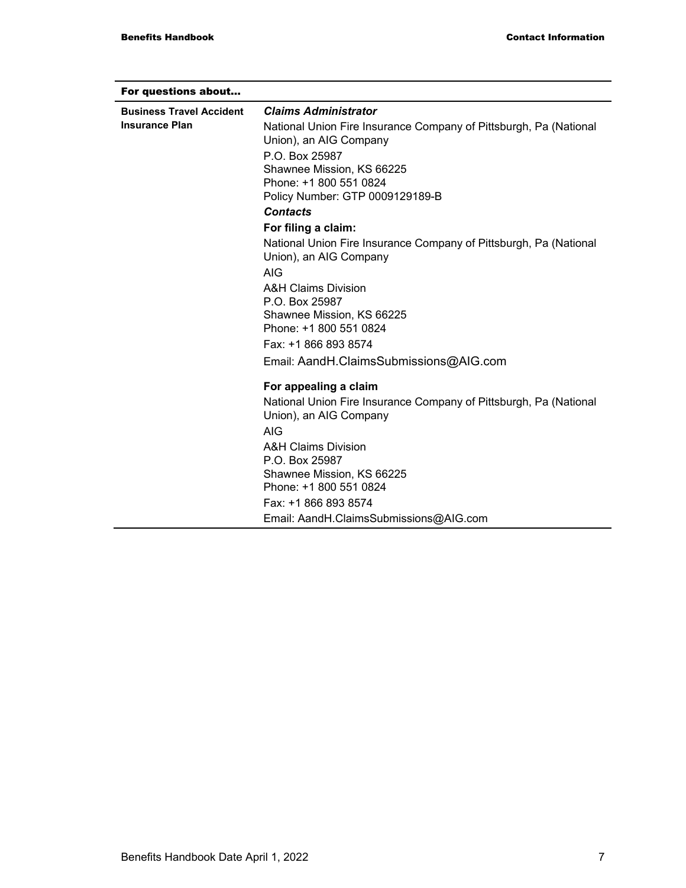| For questions about… | |
|---|---|
| **Business Travel Accident Insurance Plan** | ***Claims Administrator***<br>National Union Fire Insurance Company of Pittsburgh, Pa (National Union), an AIG Company<br>P.O. Box 25987<br>Shawnee Mission, KS 66225<br>Phone: +1 800 551 0824<br>Policy Number: GTP 0009129189-B<br>***Contacts***<br>**For filing a claim:**<br>National Union Fire Insurance Company of Pittsburgh, Pa (National Union), an AIG Company<br>AIG<br>A&H Claims Division<br>P.O. Box 25987<br>Shawnee Mission, KS 66225<br>Phone: +1 800 551 0824<br>Fax: +1 866 893 8574<br>Email: AandH.ClaimsSubmissions@AIG.com<br>**For appealing a claim**<br>National Union Fire Insurance Company of Pittsburgh, Pa (National Union), an AIG Company<br>AIG<br>A&H Claims Division<br>P.O. Box 25987<br>Shawnee Mission, KS 66225<br>Phone: +1 800 551 0824<br>Fax: +1 866 893 8574<br>Email: AandH.ClaimsSubmissions@AIG.com |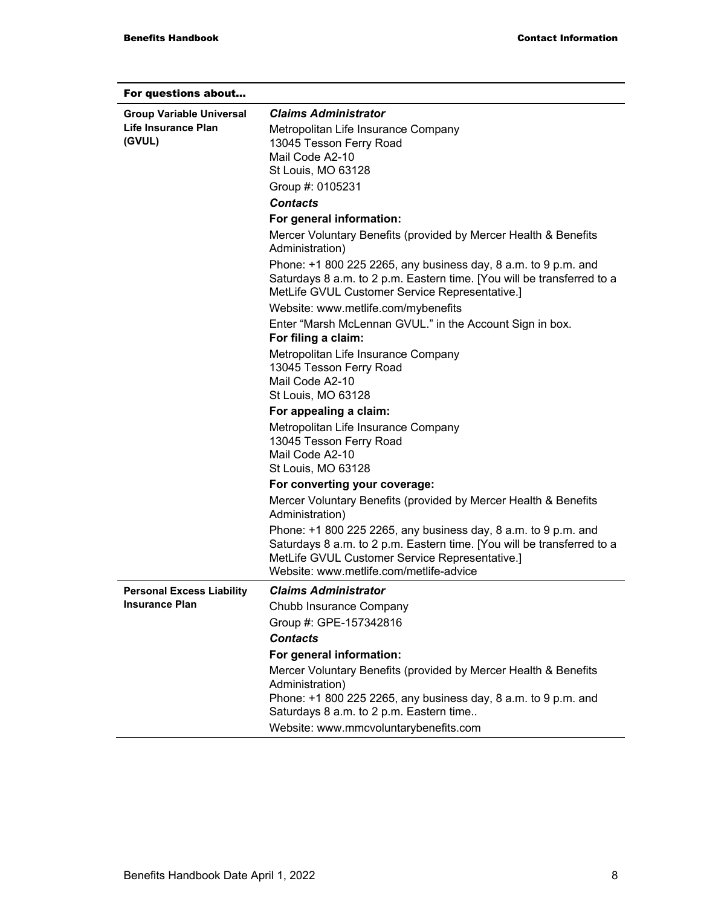| For questions about… | |
|---|---|
| **Group Variable Universal Life Insurance Plan (GVUL)** | ***Claims Administrator***<br>Metropolitan Life Insurance Company<br>13045 Tesson Ferry Road<br>Mail Code A2-10<br>St Louis, MO 63128<br>Group #: 0105231<br>***Contacts***<br>**For general information:**<br>Mercer Voluntary Benefits (provided by Mercer Health & Benefits Administration)<br>Phone: +1 800 225 2265, any business day, 8 a.m. to 9 p.m. and Saturdays 8 a.m. to 2 p.m. Eastern time. [You will be transferred to a MetLife GVUL Customer Service Representative.]<br>Website: www.metlife.com/mybenefits<br>Enter "Marsh McLennan GVUL." in the Account Sign in box.<br>**For filing a claim:**<br>Metropolitan Life Insurance Company<br>13045 Tesson Ferry Road<br>Mail Code A2-10<br>St Louis, MO 63128<br>**For appealing a claim:**<br>Metropolitan Life Insurance Company<br>13045 Tesson Ferry Road<br>Mail Code A2-10<br>St Louis, MO 63128<br>**For converting your coverage:**<br>Mercer Voluntary Benefits (provided by Mercer Health & Benefits Administration)<br>Phone: +1 800 225 2265, any business day, 8 a.m. to 9 p.m. and Saturdays 8 a.m. to 2 p.m. Eastern time. [You will be transferred to a MetLife GVUL Customer Service Representative.]<br>Website: www.metlife.com/metlife-advice |
| **Personal Excess Liability Insurance Plan** | ***Claims Administrator***<br>Chubb Insurance Company<br>Group #: GPE-157342816<br>***Contacts***<br>**For general information:**<br>Mercer Voluntary Benefits (provided by Mercer Health & Benefits Administration)<br>Phone: +1 800 225 2265, any business day, 8 a.m. to 9 p.m. and Saturdays 8 a.m. to 2 p.m. Eastern time..<br>Website: www.mmcvoluntarybenefits.com |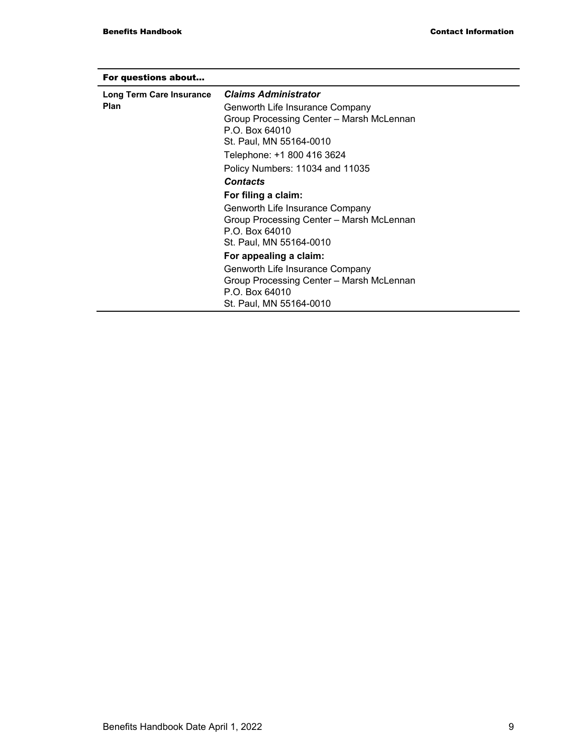| For questions about… | |
|---|---|
| **Long Term Care Insurance Plan** | ***Claims Administrator*** <br> Genworth Life Insurance Company <br> Group Processing Center – Marsh McLennan <br> P.O. Box 64010 <br> St. Paul, MN 55164-0010 <br> Telephone: +1 800 416 3624 <br> Policy Numbers: 11034 and 11035 <br> ***Contacts*** <br> **For filing a claim:** <br> Genworth Life Insurance Company <br> Group Processing Center – Marsh McLennan <br> P.O. Box 64010 <br> St. Paul, MN 55164-0010 <br> **For appealing a claim:** <br> Genworth Life Insurance Company <br> Group Processing Center – Marsh McLennan <br> P.O. Box 64010 <br> St. Paul, MN 55164-0010 |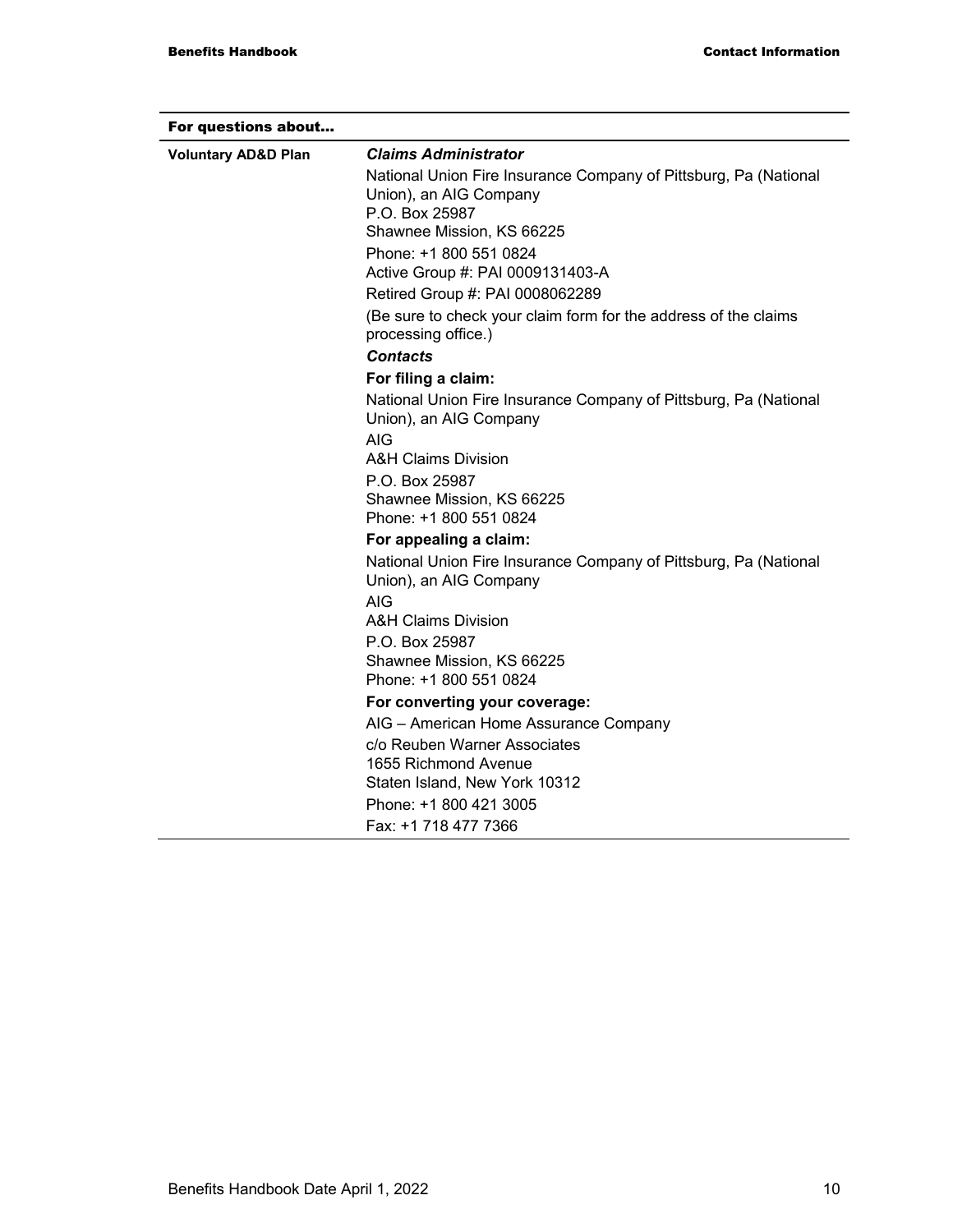| For questions about... | |
|---|---|
| **Voluntary AD&D Plan** | ***Claims Administrator***<br>National Union Fire Insurance Company of Pittsburg, Pa (National Union), an AIG Company<br>P.O. Box 25987<br>Shawnee Mission, KS 66225<br>Phone: +1 800 551 0824<br>Active Group #: PAI 0009131403-A<br>Retired Group #: PAI 0008062289<br>(Be sure to check your claim form for the address of the claims processing office.)<br>***Contacts***<br>**For filing a claim:**<br>National Union Fire Insurance Company of Pittsburg, Pa (National Union), an AIG Company<br>AIG<br>A&H Claims Division<br>P.O. Box 25987<br>Shawnee Mission, KS 66225<br>Phone: +1 800 551 0824<br>**For appealing a claim:**<br>National Union Fire Insurance Company of Pittsburg, Pa (National Union), an AIG Company<br>AIG<br>A&H Claims Division<br>P.O. Box 25987<br>Shawnee Mission, KS 66225<br>Phone: +1 800 551 0824<br>**For converting your coverage:**<br>AIG – American Home Assurance Company<br>c/o Reuben Warner Associates<br>1655 Richmond Avenue<br>Staten Island, New York 10312<br>Phone: +1 800 421 3005<br>Fax: +1 718 477 7366 |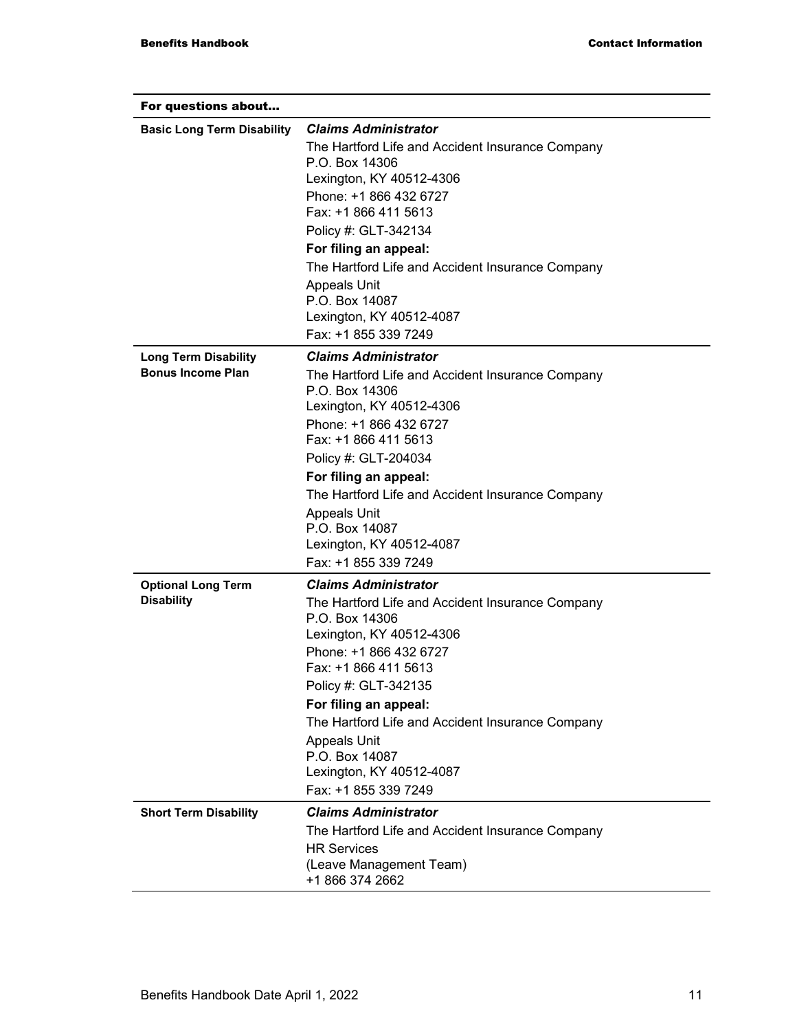| For questions about... | |
|---|---|
| **Basic Long Term Disability** | ***Claims Administrator***<br>The Hartford Life and Accident Insurance Company<br>P.O. Box 14306<br>Lexington, KY 40512-4306<br>Phone: +1 866 432 6727<br>Fax: +1 866 411 5613<br>Policy #: GLT-342134<br>**For filing an appeal:**<br>The Hartford Life and Accident Insurance Company<br>Appeals Unit<br>P.O. Box 14087<br>Lexington, KY 40512-4087<br>Fax: +1 855 339 7249 |
| **Long Term Disability Bonus Income Plan** | ***Claims Administrator***<br>The Hartford Life and Accident Insurance Company<br>P.O. Box 14306<br>Lexington, KY 40512-4306<br>Phone: +1 866 432 6727<br>Fax: +1 866 411 5613<br>Policy #: GLT-204034<br>**For filing an appeal:**<br>The Hartford Life and Accident Insurance Company<br>Appeals Unit<br>P.O. Box 14087<br>Lexington, KY 40512-4087<br>Fax: +1 855 339 7249 |
| **Optional Long Term Disability** | ***Claims Administrator***<br>The Hartford Life and Accident Insurance Company<br>P.O. Box 14306<br>Lexington, KY 40512-4306<br>Phone: +1 866 432 6727<br>Fax: +1 866 411 5613<br>Policy #: GLT-342135<br>**For filing an appeal:**<br>The Hartford Life and Accident Insurance Company<br>Appeals Unit<br>P.O. Box 14087<br>Lexington, KY 40512-4087<br>Fax: +1 855 339 7249 |
| **Short Term Disability** | ***Claims Administrator***<br>The Hartford Life and Accident Insurance Company<br>HR Services<br>(Leave Management Team)<br>+1 866 374 2662 |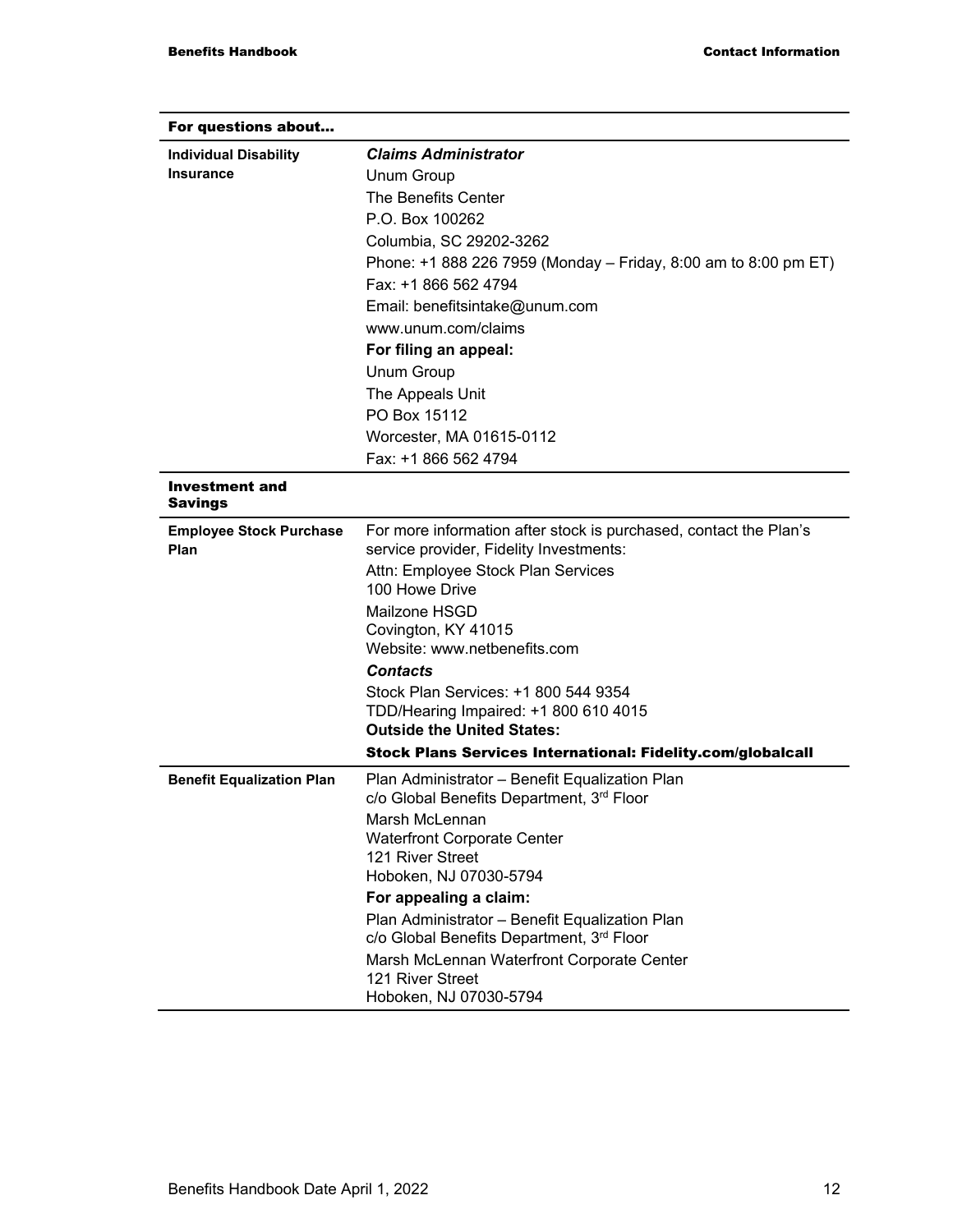| For questions about... | |
|---|---|
| **Individual Disability Insurance** | ***Claims Administrator***<br>Unum Group<br>The Benefits Center<br>P.O. Box 100262<br>Columbia, SC 29202-3262<br>Phone: +1 888 226 7959 (Monday – Friday, 8:00 am to 8:00 pm ET)<br>Fax: +1 866 562 4794<br>Email: benefitsintake@unum.com<br>www.unum.com/claims<br>**For filing an appeal:**<br>Unum Group<br>The Appeals Unit<br>PO Box 15112<br>Worcester, MA 01615-0112<br>Fax: +1 866 562 4794 |
| **Investment and Savings** | |
| **Employee Stock Purchase Plan** | For more information after stock is purchased, contact the Plan's service provider, Fidelity Investments:<br>Attn: Employee Stock Plan Services<br>100 Howe Drive<br>Mailzone HSGD<br>Covington, KY 41015<br>Website: www.netbenefits.com<br>***Contacts***<br>Stock Plan Services: +1 800 544 9354<br>TDD/Hearing Impaired: +1 800 610 4015<br>**Outside the United States:**<br>**Stock Plans Services International: Fidelity.com/globalcall** |
| **Benefit Equalization Plan** | Plan Administrator – Benefit Equalization Plan<br>c/o Global Benefits Department, 3rd Floor<br>Marsh McLennan<br>Waterfront Corporate Center<br>121 River Street<br>Hoboken, NJ 07030-5794<br>**For appealing a claim:**<br>Plan Administrator – Benefit Equalization Plan<br>c/o Global Benefits Department, 3rd Floor<br>Marsh McLennan Waterfront Corporate Center<br>121 River Street<br>Hoboken, NJ 07030-5794 |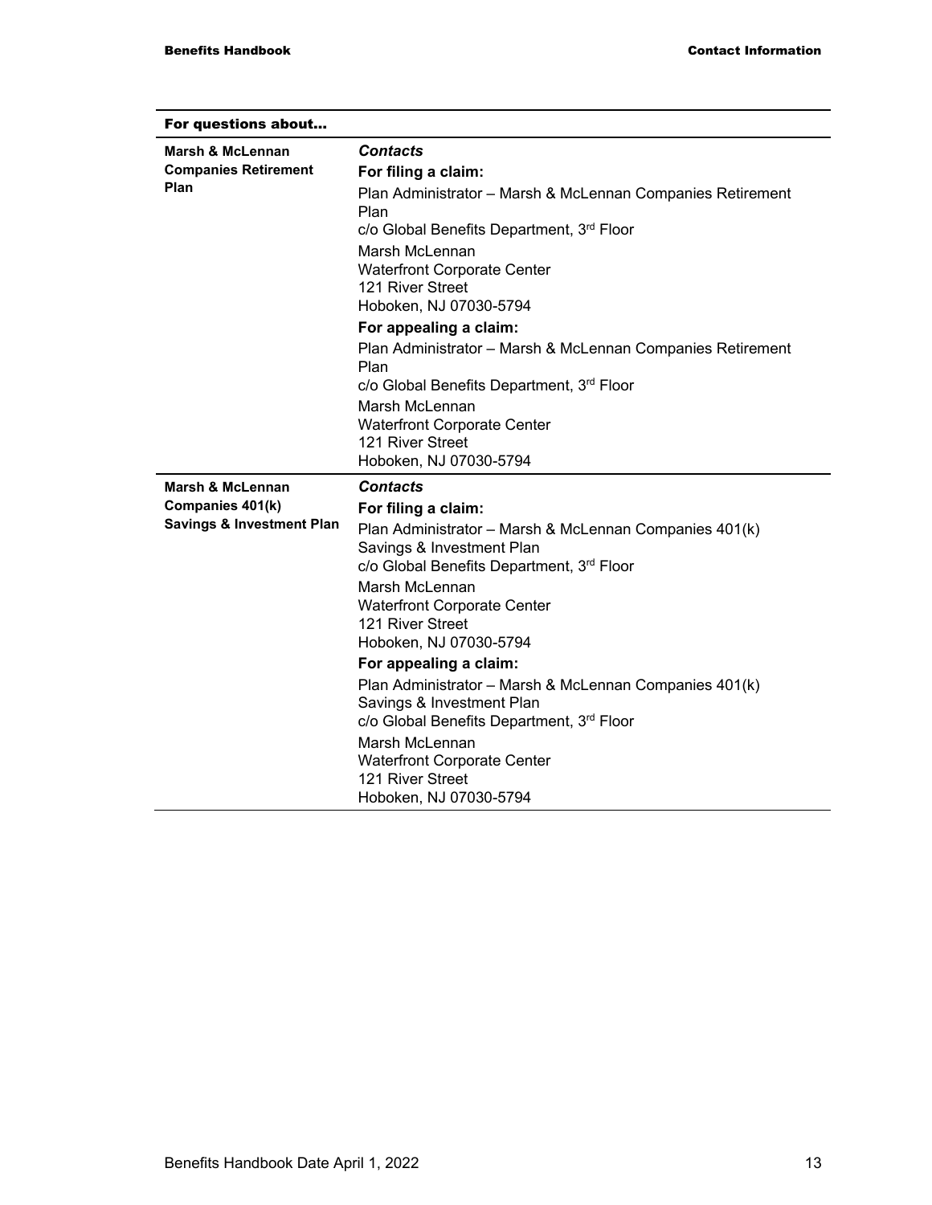| For questions about… | |
|---|---|
| **Marsh & McLennan Companies Retirement Plan** | ***Contacts***<br>**For filing a claim:**<br>Plan Administrator – Marsh & McLennan Companies Retirement Plan<br>c/o Global Benefits Department, 3rd Floor<br>Marsh McLennan<br>Waterfront Corporate Center<br>121 River Street<br>Hoboken, NJ 07030-5794<br>**For appealing a claim:**<br>Plan Administrator – Marsh & McLennan Companies Retirement Plan<br>c/o Global Benefits Department, 3rd Floor<br>Marsh McLennan<br>Waterfront Corporate Center<br>121 River Street<br>Hoboken, NJ 07030-5794 |
| **Marsh & McLennan Companies 401(k) Savings & Investment Plan** | ***Contacts***<br>**For filing a claim:**<br>Plan Administrator – Marsh & McLennan Companies 401(k) Savings & Investment Plan<br>c/o Global Benefits Department, 3rd Floor<br>Marsh McLennan<br>Waterfront Corporate Center<br>121 River Street<br>Hoboken, NJ 07030-5794<br>**For appealing a claim:**<br>Plan Administrator – Marsh & McLennan Companies 401(k) Savings & Investment Plan<br>c/o Global Benefits Department, 3rd Floor<br>Marsh McLennan<br>Waterfront Corporate Center<br>121 River Street<br>Hoboken, NJ 07030-5794 |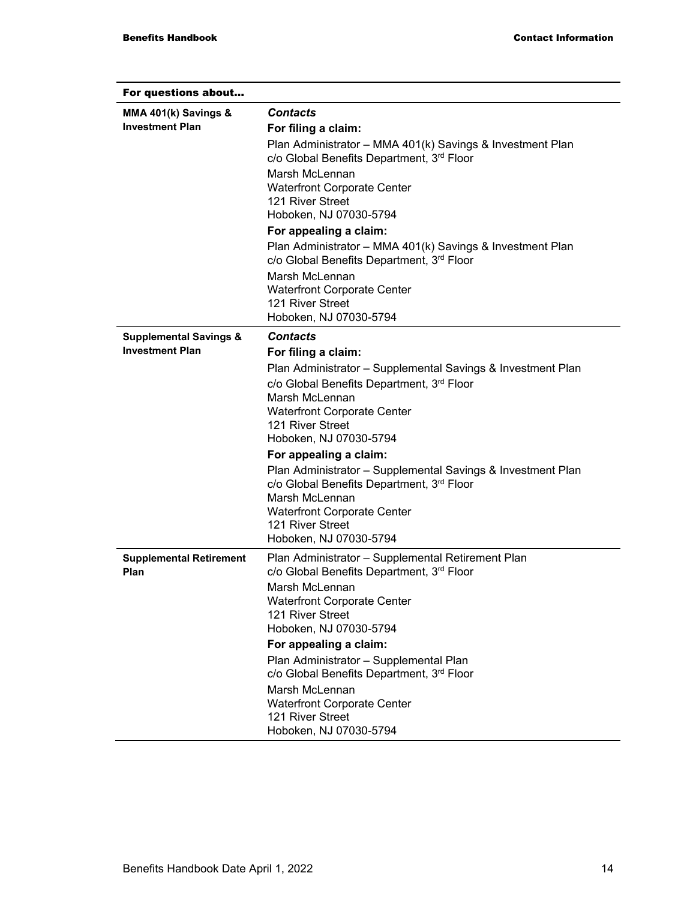| For questions about… | |
|---|---|
| **MMA 401(k) Savings & Investment Plan** | ***Contacts***<br>**For filing a claim:**<br>Plan Administrator – MMA 401(k) Savings & Investment Plan<br>c/o Global Benefits Department, 3rd Floor<br>Marsh McLennan<br>Waterfront Corporate Center<br>121 River Street<br>Hoboken, NJ 07030-5794<br>**For appealing a claim:**<br>Plan Administrator – MMA 401(k) Savings & Investment Plan<br>c/o Global Benefits Department, 3rd Floor<br>Marsh McLennan<br>Waterfront Corporate Center<br>121 River Street<br>Hoboken, NJ 07030-5794 |
| **Supplemental Savings & Investment Plan** | ***Contacts***<br>**For filing a claim:**<br>Plan Administrator – Supplemental Savings & Investment Plan<br>c/o Global Benefits Department, 3rd Floor<br>Marsh McLennan<br>Waterfront Corporate Center<br>121 River Street<br>Hoboken, NJ 07030-5794<br>**For appealing a claim:**<br>Plan Administrator – Supplemental Savings & Investment Plan<br>c/o Global Benefits Department, 3rd Floor<br>Marsh McLennan<br>Waterfront Corporate Center<br>121 River Street<br>Hoboken, NJ 07030-5794 |
| **Supplemental Retirement Plan** | Plan Administrator – Supplemental Retirement Plan<br>c/o Global Benefits Department, 3rd Floor<br>Marsh McLennan<br>Waterfront Corporate Center<br>121 River Street<br>Hoboken, NJ 07030-5794<br>**For appealing a claim:**<br>Plan Administrator – Supplemental Plan<br>c/o Global Benefits Department, 3rd Floor<br>Marsh McLennan<br>Waterfront Corporate Center<br>121 River Street<br>Hoboken, NJ 07030-5794 |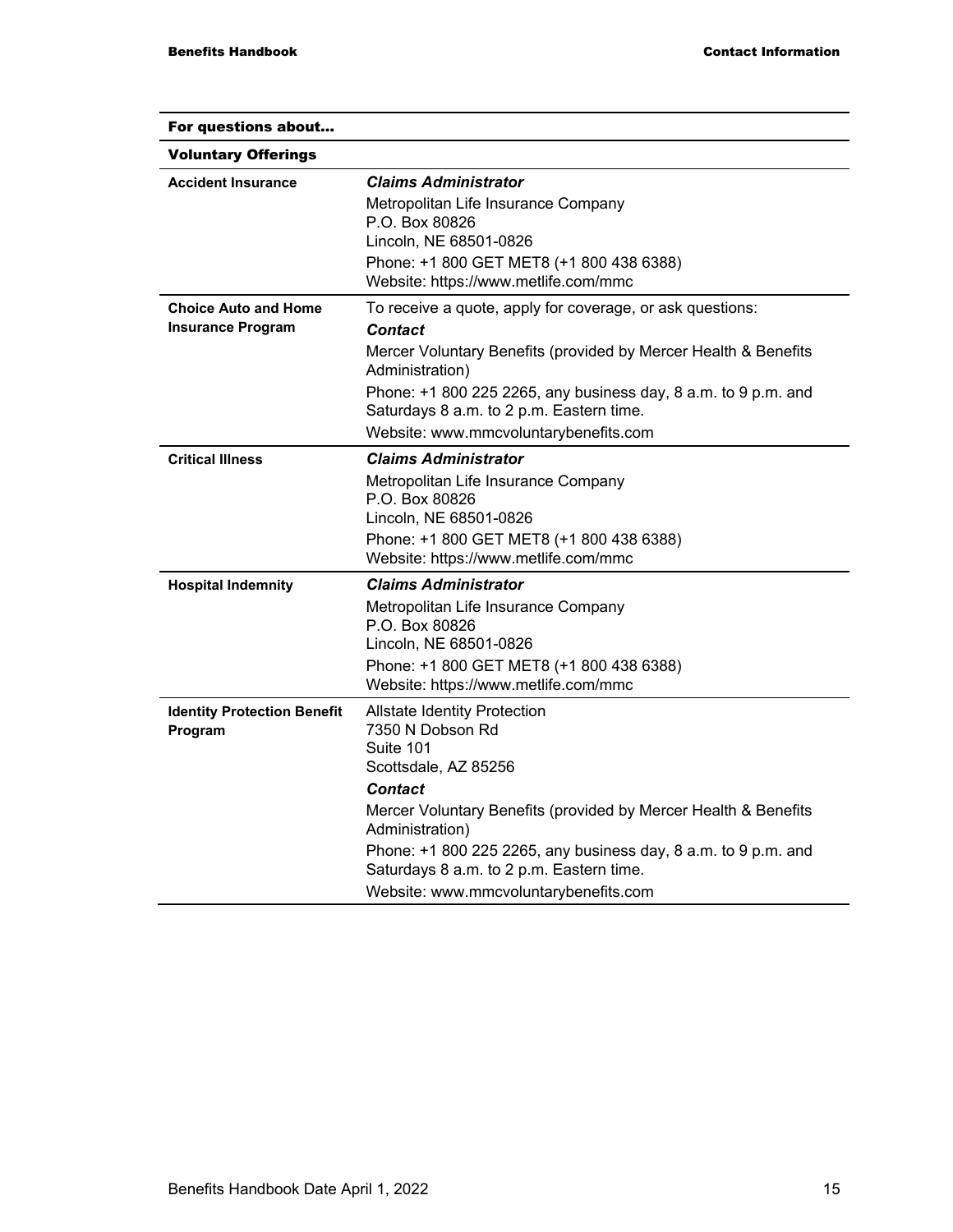| For questions about… | |
|---|---|
| **Voluntary Offerings** | |
| **Accident Insurance** | ***Claims Administrator***<br>Metropolitan Life Insurance Company<br>P.O. Box 80826<br>Lincoln, NE 68501-0826<br>Phone: +1 800 GET MET8 (+1 800 438 6388)<br>Website: https://www.metlife.com/mmc |
| **Choice Auto and Home Insurance Program** | To receive a quote, apply for coverage, or ask questions:<br>***Contact***<br>Mercer Voluntary Benefits (provided by Mercer Health & Benefits Administration)<br>Phone: +1 800 225 2265, any business day, 8 a.m. to 9 p.m. and Saturdays 8 a.m. to 2 p.m. Eastern time.<br>Website: www.mmcvoluntarybenefits.com |
| **Critical Illness** | ***Claims Administrator***<br>Metropolitan Life Insurance Company<br>P.O. Box 80826<br>Lincoln, NE 68501-0826<br>Phone: +1 800 GET MET8 (+1 800 438 6388)<br>Website: https://www.metlife.com/mmc |
| **Hospital Indemnity** | ***Claims Administrator***<br>Metropolitan Life Insurance Company<br>P.O. Box 80826<br>Lincoln, NE 68501-0826<br>Phone: +1 800 GET MET8 (+1 800 438 6388)<br>Website: https://www.metlife.com/mmc |
| **Identity Protection Benefit Program** | Allstate Identity Protection<br>7350 N Dobson Rd<br>Suite 101<br>Scottsdale, AZ 85256<br>***Contact***<br>Mercer Voluntary Benefits (provided by Mercer Health & Benefits Administration)<br>Phone: +1 800 225 2265, any business day, 8 a.m. to 9 p.m. and Saturdays 8 a.m. to 2 p.m. Eastern time.<br>Website: www.mmcvoluntarybenefits.com |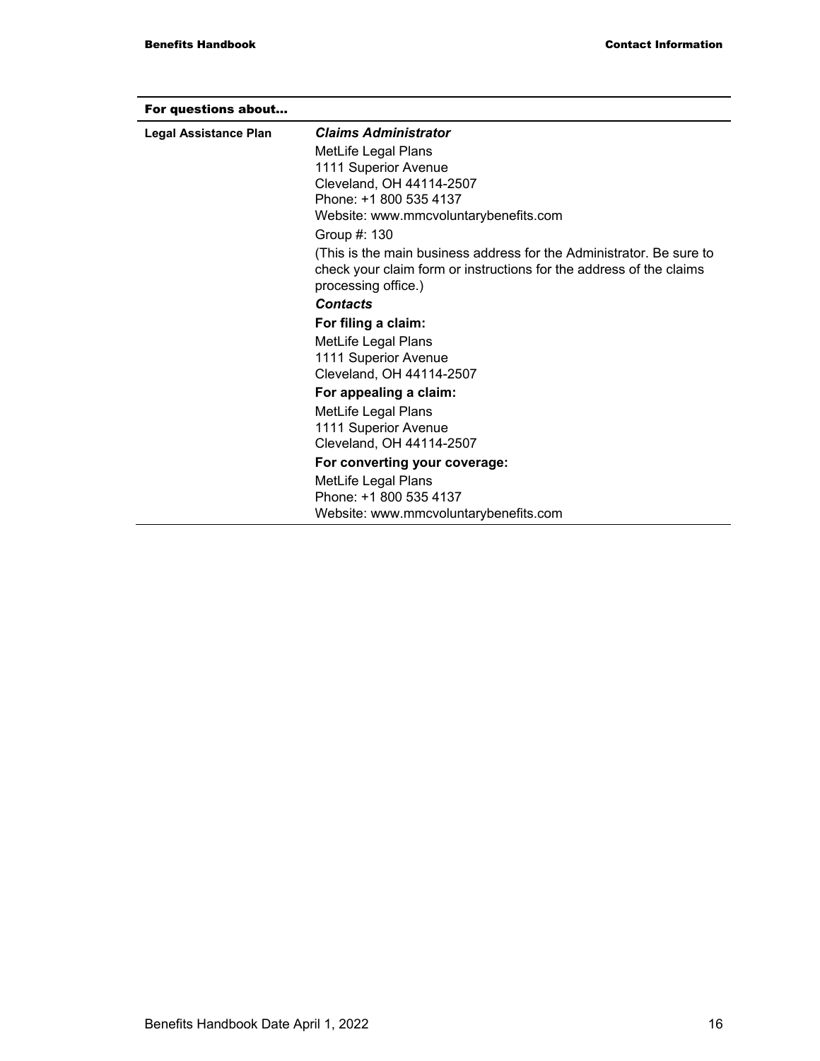| For questions about... | |
|---|---|
| **Legal Assistance Plan** | ***Claims Administrator***<br>MetLife Legal Plans<br>1111 Superior Avenue<br>Cleveland, OH 44114-2507<br>Phone: +1 800 535 4137<br>Website: www.mmcvoluntarybenefits.com<br>Group #: 130<br>(This is the main business address for the Administrator. Be sure to check your claim form or instructions for the address of the claims processing office.)<br>***Contacts***<br>**For filing a claim:**<br>MetLife Legal Plans<br>1111 Superior Avenue<br>Cleveland, OH 44114-2507<br>**For appealing a claim:**<br>MetLife Legal Plans<br>1111 Superior Avenue<br>Cleveland, OH 44114-2507<br>**For converting your coverage:**<br>MetLife Legal Plans<br>Phone: +1 800 535 4137<br>Website: www.mmcvoluntarybenefits.com |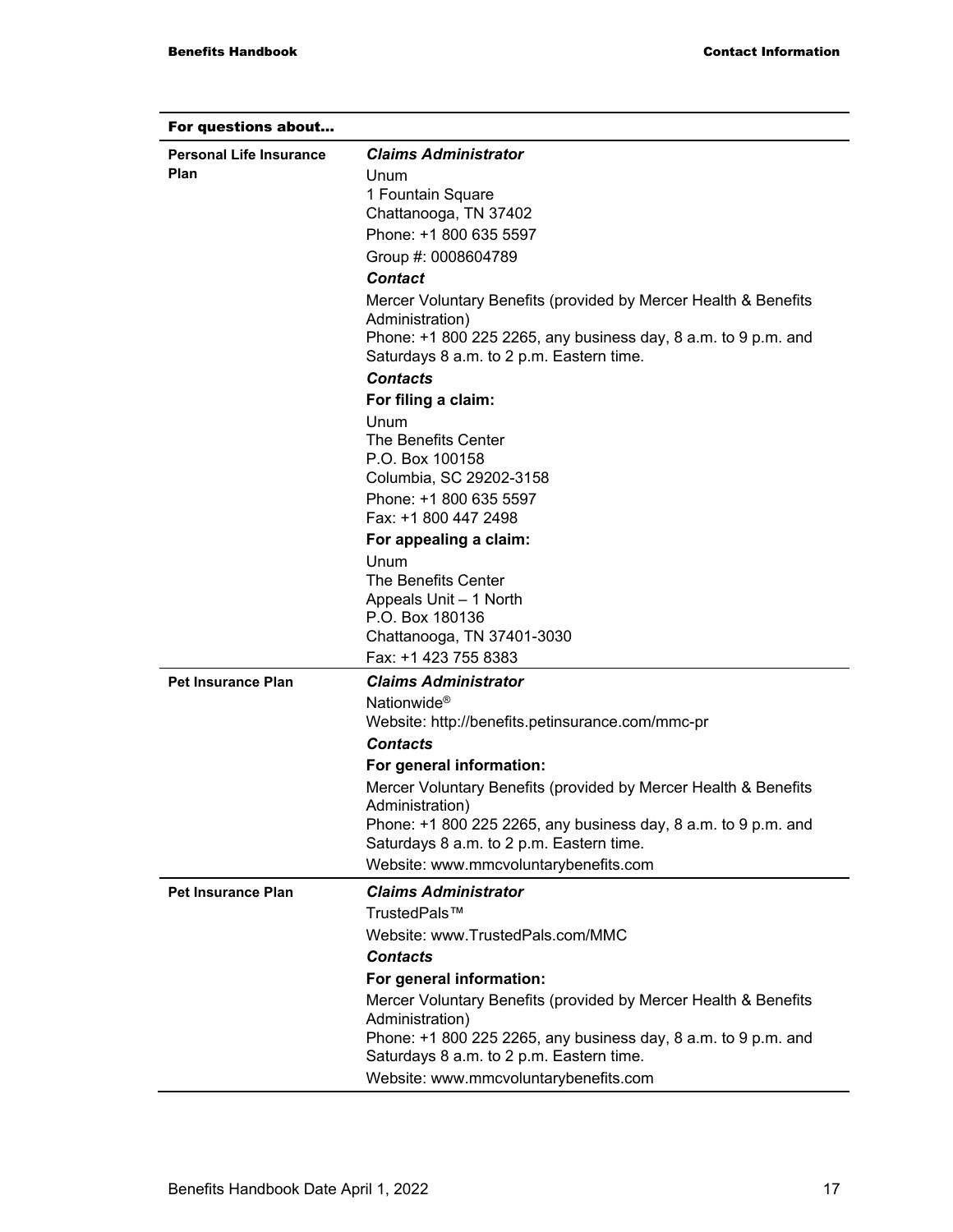| For questions about… | |
|---|---|
| **Personal Life Insurance Plan** | ***Claims Administrator***<br>Unum<br>1 Fountain Square<br>Chattanooga, TN 37402<br>Phone: +1 800 635 5597<br>Group #: 0008604789<br>***Contact***<br>Mercer Voluntary Benefits (provided by Mercer Health & Benefits Administration)<br>Phone: +1 800 225 2265, any business day, 8 a.m. to 9 p.m. and Saturdays 8 a.m. to 2 p.m. Eastern time.<br>***Contacts***<br>**For filing a claim:**<br>Unum<br>The Benefits Center<br>P.O. Box 100158<br>Columbia, SC 29202-3158<br>Phone: +1 800 635 5597<br>Fax: +1 800 447 2498<br>**For appealing a claim:**<br>Unum<br>The Benefits Center<br>Appeals Unit – 1 North<br>P.O. Box 180136<br>Chattanooga, TN 37401-3030<br>Fax: +1 423 755 8383 |
| **Pet Insurance Plan** | ***Claims Administrator***<br>Nationwide®<br>Website: http://benefits.petinsurance.com/mmc-pr<br>***Contacts***<br>**For general information:**<br>Mercer Voluntary Benefits (provided by Mercer Health & Benefits Administration)<br>Phone: +1 800 225 2265, any business day, 8 a.m. to 9 p.m. and Saturdays 8 a.m. to 2 p.m. Eastern time.<br>Website: www.mmcvoluntarybenefits.com |
| **Pet Insurance Plan** | ***Claims Administrator***<br>TrustedPals™<br>Website: www.TrustedPals.com/MMC<br>***Contacts***<br>**For general information:**<br>Mercer Voluntary Benefits (provided by Mercer Health & Benefits Administration)<br>Phone: +1 800 225 2265, any business day, 8 a.m. to 9 p.m. and Saturdays 8 a.m. to 2 p.m. Eastern time.<br>Website: www.mmcvoluntarybenefits.com |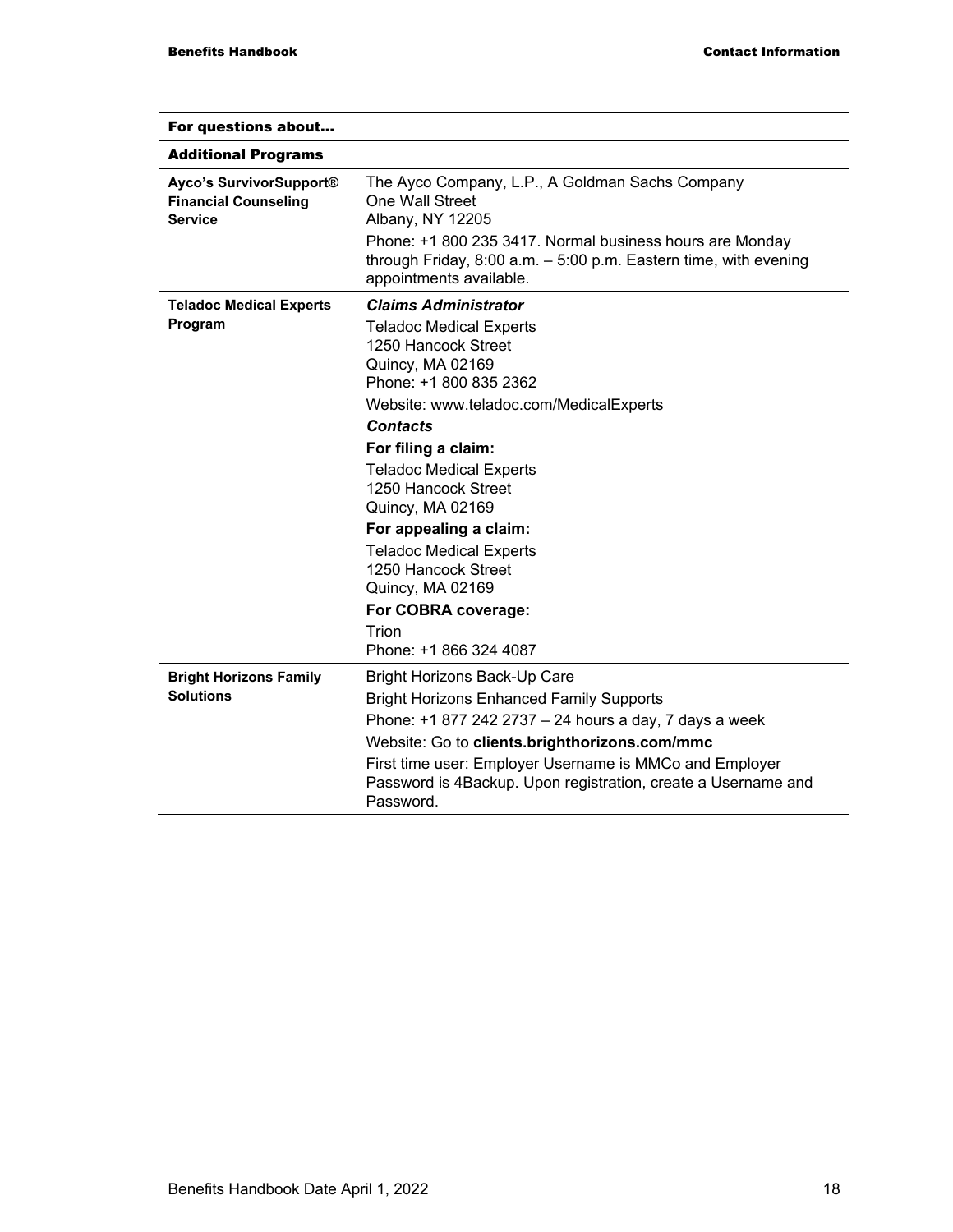| For questions about… | |
|---|---|
| **Additional Programs** | |
| **Ayco's SurvivorSupport® Financial Counseling Service** | The Ayco Company, L.P., A Goldman Sachs Company<br>One Wall Street<br>Albany, NY 12205<br>Phone: +1 800 235 3417. Normal business hours are Monday through Friday, 8:00 a.m. – 5:00 p.m. Eastern time, with evening appointments available. |
| **Teladoc Medical Experts Program** | ***Claims Administrator***<br>Teladoc Medical Experts<br>1250 Hancock Street<br>Quincy, MA 02169<br>Phone: +1 800 835 2362<br>Website: www.teladoc.com/MedicalExperts<br>***Contacts***<br>**For filing a claim:**<br>Teladoc Medical Experts<br>1250 Hancock Street<br>Quincy, MA 02169<br>**For appealing a claim:**<br>Teladoc Medical Experts<br>1250 Hancock Street<br>Quincy, MA 02169<br>**For COBRA coverage:**<br>Trion<br>Phone: +1 866 324 4087 |
| **Bright Horizons Family Solutions** | Bright Horizons Back-Up Care<br>Bright Horizons Enhanced Family Supports<br>Phone: +1 877 242 2737 – 24 hours a day, 7 days a week<br>Website: Go to **clients.brighthorizons.com/mmc**<br>First time user: Employer Username is MMCo and Employer Password is 4Backup. Upon registration, create a Username and Password. |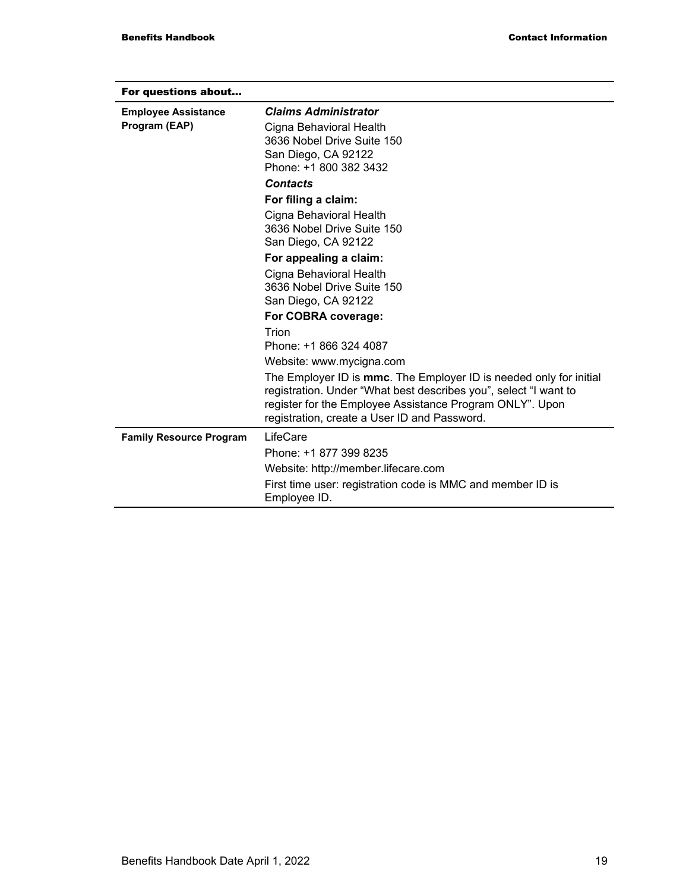| For questions about… | |
|---|---|
| **Employee Assistance Program (EAP)** | ***Claims Administrator***<br>Cigna Behavioral Health<br>3636 Nobel Drive Suite 150<br>San Diego, CA 92122<br>Phone: +1 800 382 3432<br>***Contacts***<br>**For filing a claim:**<br>Cigna Behavioral Health<br>3636 Nobel Drive Suite 150<br>San Diego, CA 92122<br>**For appealing a claim:**<br>Cigna Behavioral Health<br>3636 Nobel Drive Suite 150<br>San Diego, CA 92122<br>**For COBRA coverage:**<br>Trion<br>Phone: +1 866 324 4087<br>Website: www.mycigna.com<br>The Employer ID is **mmc**. The Employer ID is needed only for initial registration. Under "What best describes you", select "I want to register for the Employee Assistance Program ONLY". Upon registration, create a User ID and Password. |
| **Family Resource Program** | LifeCare<br>Phone: +1 877 399 8235<br>Website: http://member.lifecare.com<br>First time user: registration code is MMC and member ID is Employee ID. |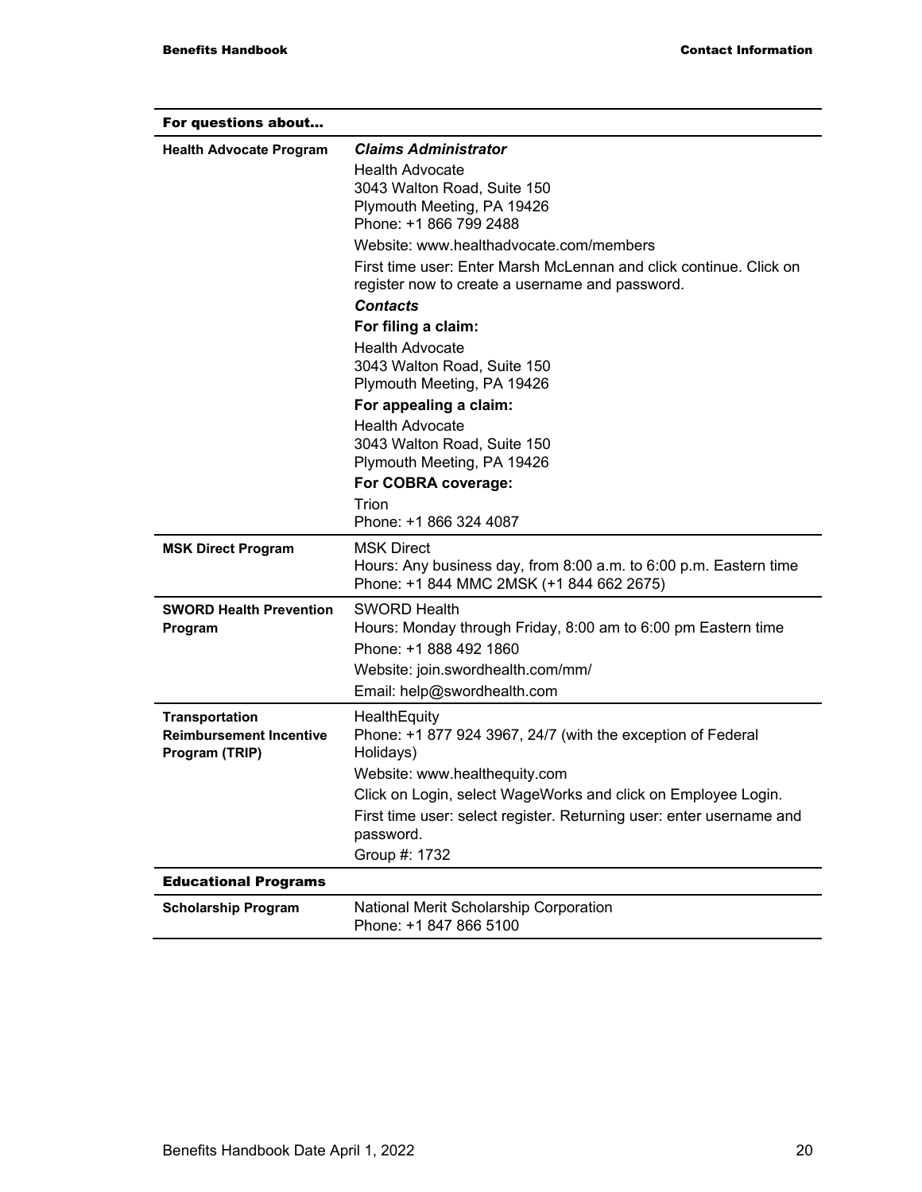| For questions about… | |
|---|---|
| **Health Advocate Program** | ***Claims Administrator***<br>Health Advocate<br>3043 Walton Road, Suite 150<br>Plymouth Meeting, PA 19426<br>Phone: +1 866 799 2488<br>Website: www.healthadvocate.com/members<br>First time user: Enter Marsh McLennan and click continue. Click on register now to create a username and password.<br>***Contacts***<br>**For filing a claim:**<br>Health Advocate<br>3043 Walton Road, Suite 150<br>Plymouth Meeting, PA 19426<br>**For appealing a claim:**<br>Health Advocate<br>3043 Walton Road, Suite 150<br>Plymouth Meeting, PA 19426<br>**For COBRA coverage:**<br>Trion<br>Phone: +1 866 324 4087 |
| **MSK Direct Program** | MSK Direct<br>Hours: Any business day, from 8:00 a.m. to 6:00 p.m. Eastern time<br>Phone: +1 844 MMC 2MSK (+1 844 662 2675) |
| **SWORD Health Prevention Program** | SWORD Health<br>Hours: Monday through Friday, 8:00 am to 6:00 pm Eastern time<br>Phone: +1 888 492 1860<br>Website: join.swordhealth.com/mm/<br>Email: help@swordhealth.com |
| **Transportation Reimbursement Incentive Program (TRIP)** | HealthEquity<br>Phone: +1 877 924 3967, 24/7 (with the exception of Federal Holidays)<br>Website: www.healthequity.com<br>Click on Login, select WageWorks and click on Employee Login.<br>First time user: select register. Returning user: enter username and password.<br>Group #: 1732 |
| **Educational Programs** | |
| **Scholarship Program** | National Merit Scholarship Corporation<br>Phone: +1 847 866 5100 |